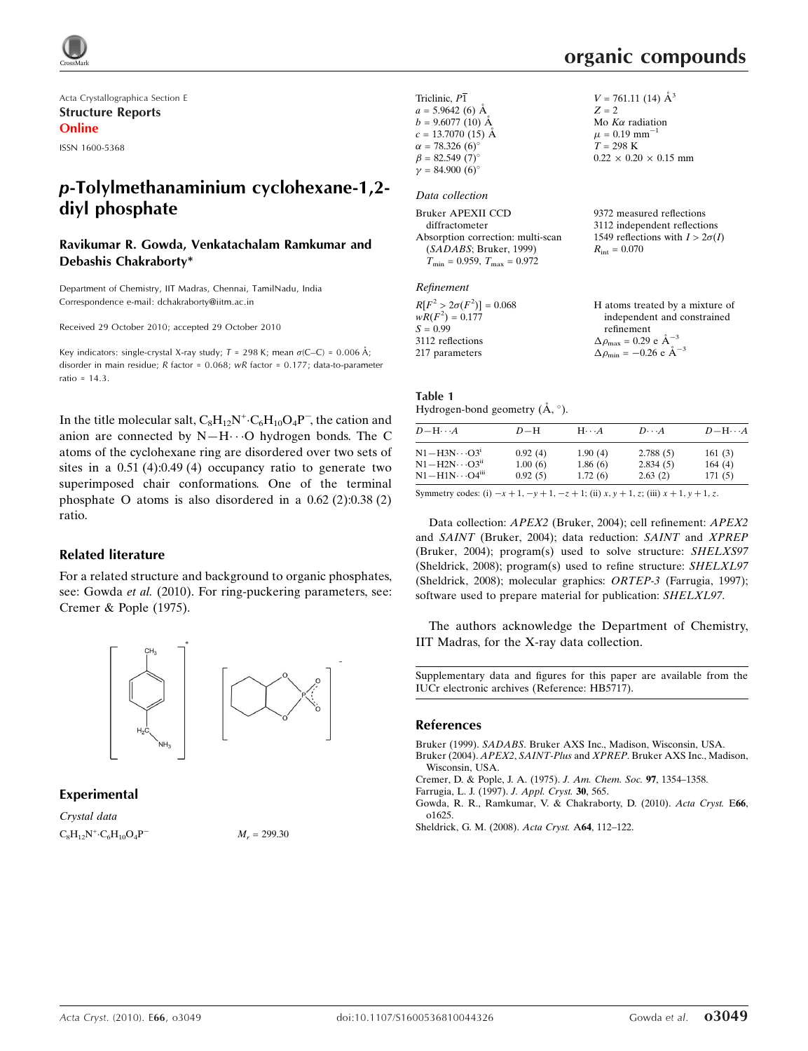Acta Crystallographica Section E

**Structure Reports Online**

ISSN 1600-5368

# p-Tolylmethanaminium cyclohexane-1,2-diyl phosphate

**Ravikumar R. Gowda, Venkatachalam Ramkumar and Debashis Chakraborty***

Department of Chemistry, IIT Madras, Chennai, TamilNadu, India
Correspondence e-mail: dchakraborty@iitm.ac.in

Received 29 October 2010; accepted 29 October 2010

Key indicators: single-crystal X-ray study; $T$ = 298 K; mean $\sigma$(C–C) = 0.006 Å; disorder in main residue; $R$ factor = 0.068; $wR$ factor = 0.177; data-to-parameter ratio = 14.3.

In the title molecular salt, $C_8H_{12}N^+\cdot C_6H_{10}O_4P^-$, the cation and anion are connected by N—H···O hydrogen bonds. The C atoms of the cyclohexane ring are disordered over two sets of sites in a 0.51 (4):0.49 (4) occupancy ratio to generate two superimposed chair conformations. One of the terminal phosphate O atoms is also disordered in a 0.62 (2):0.38 (2) ratio.

## Related literature

For a related structure and background to organic phosphates, see: Gowda *et al.* (2010). For ring-puckering parameters, see: Cremer & Pople (1975).

## Experimental

*Crystal data*

$C_8H_{12}N^+\cdot C_6H_{10}O_4P^-$
$M_r$ = 299.30
Triclinic, $P\overline{1}$
$a$ = 5.9642 (6) Å
$b$ = 9.6077 (10) Å
$c$ = 13.7070 (15) Å
$\alpha$ = 78.326 (6)°
$\beta$ = 82.549 (7)°
$\gamma$ = 84.900 (6)°
$V$ = 761.11 (14) Å$^3$
$Z$ = 2
Mo $K\alpha$ radiation
$\mu$ = 0.19 mm$^{-1}$
$T$ = 298 K
0.22 × 0.20 × 0.15 mm

*Data collection*

Bruker APEXII CCD diffractometer
Absorption correction: multi-scan (*SADABS*; Bruker, 1999)
$T_{min}$ = 0.959, $T_{max}$ = 0.972
9372 measured reflections
3112 independent reflections
1549 reflections with $I > 2\sigma(I)$
$R_{int}$ = 0.070

*Refinement*

$R[F^2 > 2\sigma(F^2)]$ = 0.068
$wR(F^2)$ = 0.177
$S$ = 0.99
3112 reflections
217 parameters
H atoms treated by a mixture of independent and constrained refinement
$\Delta\rho_{max}$ = 0.29 e Å$^{-3}$
$\Delta\rho_{min}$ = −0.26 e Å$^{-3}$

**Table 1**
Hydrogen-bond geometry (Å, °).

| $D$—H···$A$ | $D$—H | H···$A$ | $D$···$A$ | $D$—H···$A$ |
|---|---|---|---|---|
| N1—H3N···O3$^{i}$ | 0.92 (4) | 1.90 (4) | 2.788 (5) | 161 (3) |
| N1—H2N···O3$^{ii}$ | 1.00 (6) | 1.86 (6) | 2.834 (5) | 164 (4) |
| N1—H1N···O4$^{iii}$ | 0.92 (5) | 1.72 (6) | 2.63 (2) | 171 (5) |

Symmetry codes: (i) $-x+1, -y+1, -z+1$; (ii) $x, y+1, z$; (iii) $x+1, y+1, z$.

Data collection: *APEX2* (Bruker, 2004); cell refinement: *APEX2* and *SAINT* (Bruker, 2004); data reduction: *SAINT* and *XPREP* (Bruker, 2004); program(s) used to solve structure: *SHELXS97* (Sheldrick, 2008); program(s) used to refine structure: *SHELXL97* (Sheldrick, 2008); molecular graphics: *ORTEP-3* (Farrugia, 1997); software used to prepare material for publication: *SHELXL97*.

The authors acknowledge the Department of Chemistry, IIT Madras, for the X-ray data collection.

Supplementary data and figures for this paper are available from the IUCr electronic archives (Reference: HB5717).

## References

Bruker (1999). *SADABS*. Bruker AXS Inc., Madison, Wisconsin, USA.
Bruker (2004). *APEX2*, *SAINT-Plus* and *XPREP*. Bruker AXS Inc., Madison, Wisconsin, USA.
Cremer, D. & Pople, J. A. (1975). *J. Am. Chem. Soc.* **97**, 1354–1358.
Farrugia, L. J. (1997). *J. Appl. Cryst.* **30**, 565.
Gowda, R. R., Ramkumar, V. & Chakraborty, D. (2010). *Acta Cryst.* E**66**, o1625.
Sheldrick, G. M. (2008). *Acta Cryst.* A**64**, 112–122.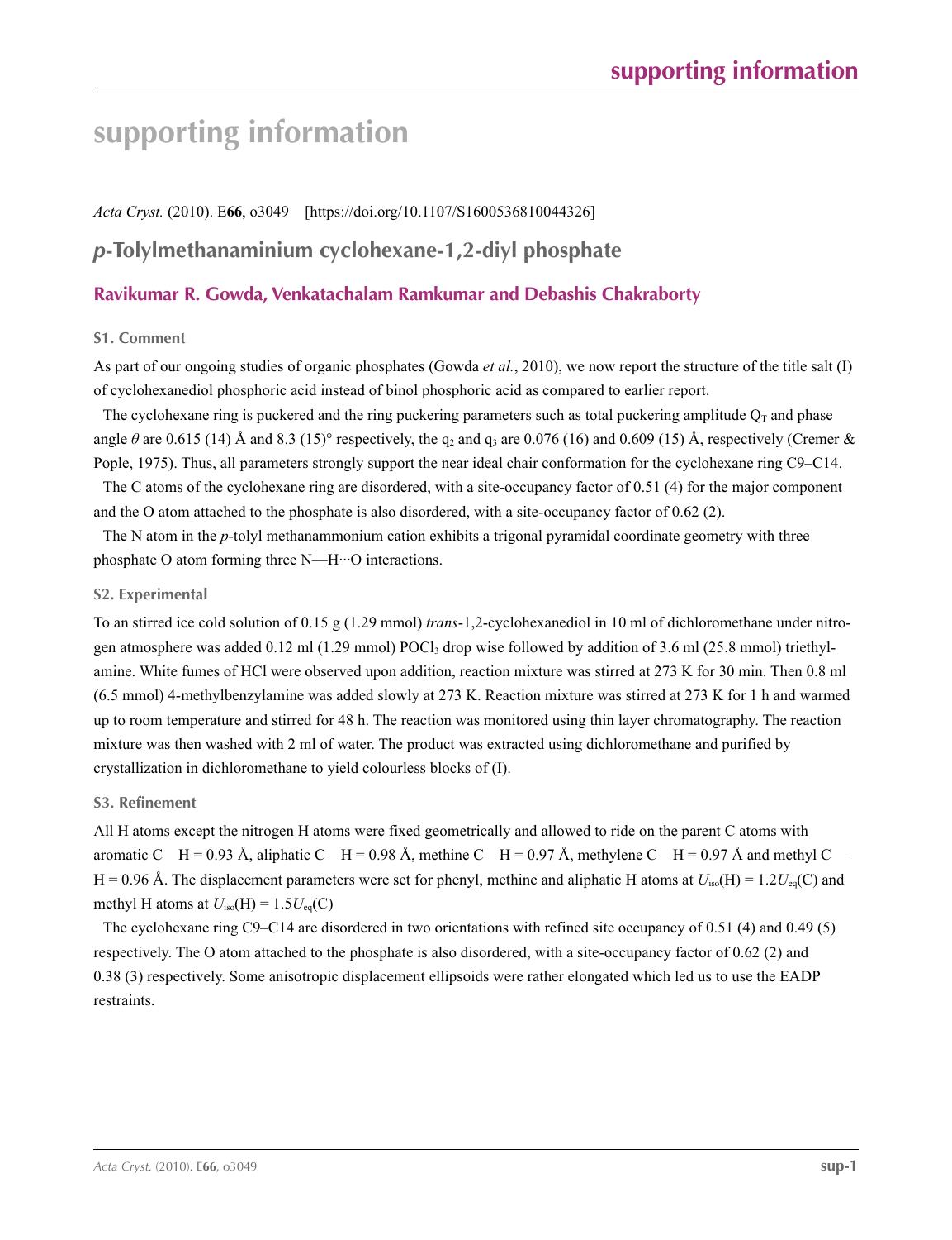# supporting information

*Acta Cryst.* (2010). E**66**, o3049 [https://doi.org/10.1107/S1600536810044326]

## *p*-Tolylmethanaminium cyclohexane-1,2-diyl phosphate

### Ravikumar R. Gowda, Venkatachalam Ramkumar and Debashis Chakraborty

### S1. Comment

As part of our ongoing studies of organic phosphates (Gowda *et al.*, 2010), we now report the structure of the title salt (I) of cyclohexanediol phosphoric acid instead of binol phosphoric acid as compared to earlier report.

The cyclohexane ring is puckered and the ring puckering parameters such as total puckering amplitude $Q_T$ and phase angle $\theta$ are 0.615 (14) Å and 8.3 (15)° respectively, the $q_2$ and $q_3$ are 0.076 (16) and 0.609 (15) Å, respectively (Cremer & Pople, 1975). Thus, all parameters strongly support the near ideal chair conformation for the cyclohexane ring C9–C14.

The C atoms of the cyclohexane ring are disordered, with a site-occupancy factor of 0.51 (4) for the major component and the O atom attached to the phosphate is also disordered, with a site-occupancy factor of 0.62 (2).

The N atom in the *p*-tolyl methanammonium cation exhibits a trigonal pyramidal coordinate geometry with three phosphate O atom forming three N—H···O interactions.

### S2. Experimental

To an stirred ice cold solution of 0.15 g (1.29 mmol) *trans*-1,2-cyclohexanediol in 10 ml of dichloromethane under nitrogen atmosphere was added 0.12 ml (1.29 mmol) $POCl_3$ drop wise followed by addition of 3.6 ml (25.8 mmol) triethylamine. White fumes of HCl were observed upon addition, reaction mixture was stirred at 273 K for 30 min. Then 0.8 ml (6.5 mmol) 4-methylbenzylamine was added slowly at 273 K. Reaction mixture was stirred at 273 K for 1 h and warmed up to room temperature and stirred for 48 h. The reaction was monitored using thin layer chromatography. The reaction mixture was then washed with 2 ml of water. The product was extracted using dichloromethane and purified by crystallization in dichloromethane to yield colourless blocks of (I).

### S3. Refinement

All H atoms except the nitrogen H atoms were fixed geometrically and allowed to ride on the parent C atoms with aromatic C—H = 0.93 Å, aliphatic C—H = 0.98 Å, methine C—H = 0.97 Å, methylene C—H = 0.97 Å and methyl C—H = 0.96 Å. The displacement parameters were set for phenyl, methine and aliphatic H atoms at $U_{iso}(H) = 1.2U_{eq}(C)$ and methyl H atoms at $U_{iso}(H) = 1.5U_{eq}(C)$

The cyclohexane ring C9–C14 are disordered in two orientations with refined site occupancy of 0.51 (4) and 0.49 (5) respectively. The O atom attached to the phosphate is also disordered, with a site-occupancy factor of 0.62 (2) and 0.38 (3) respectively. Some anisotropic displacement ellipsoids were rather elongated which led us to use the EADP restraints.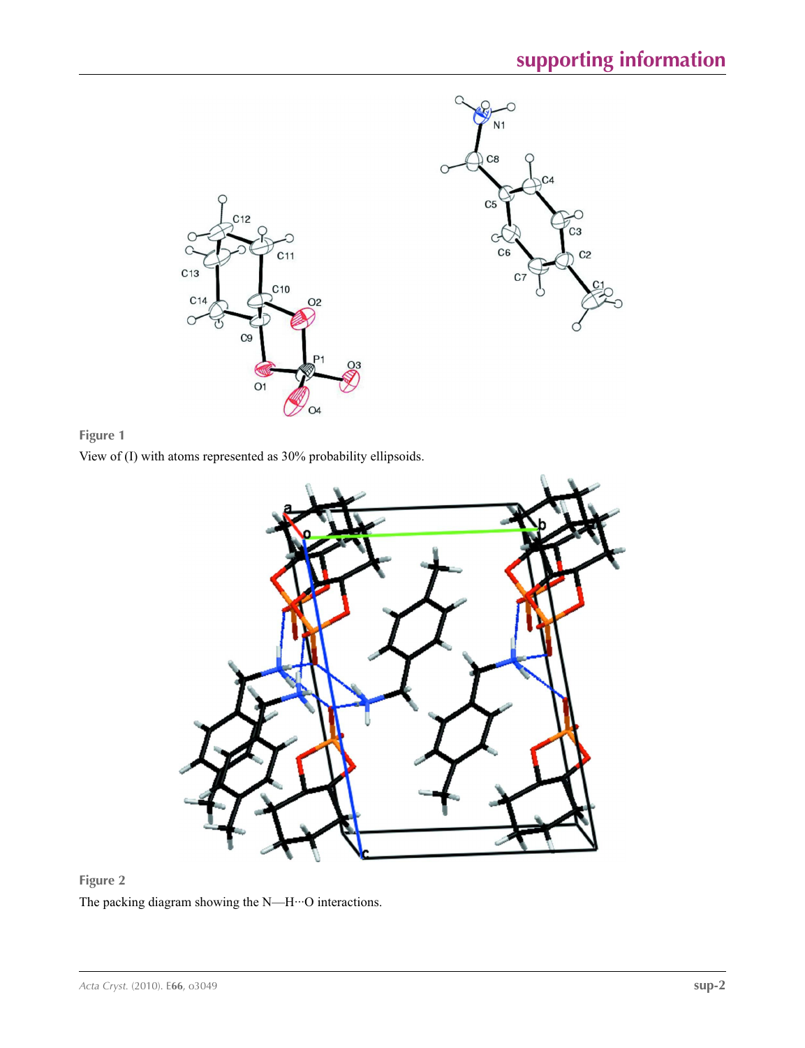**Figure 1**

View of (I) with atoms represented as 30% probability ellipsoids.

**Figure 2**

The packing diagram showing the N—H···O interactions.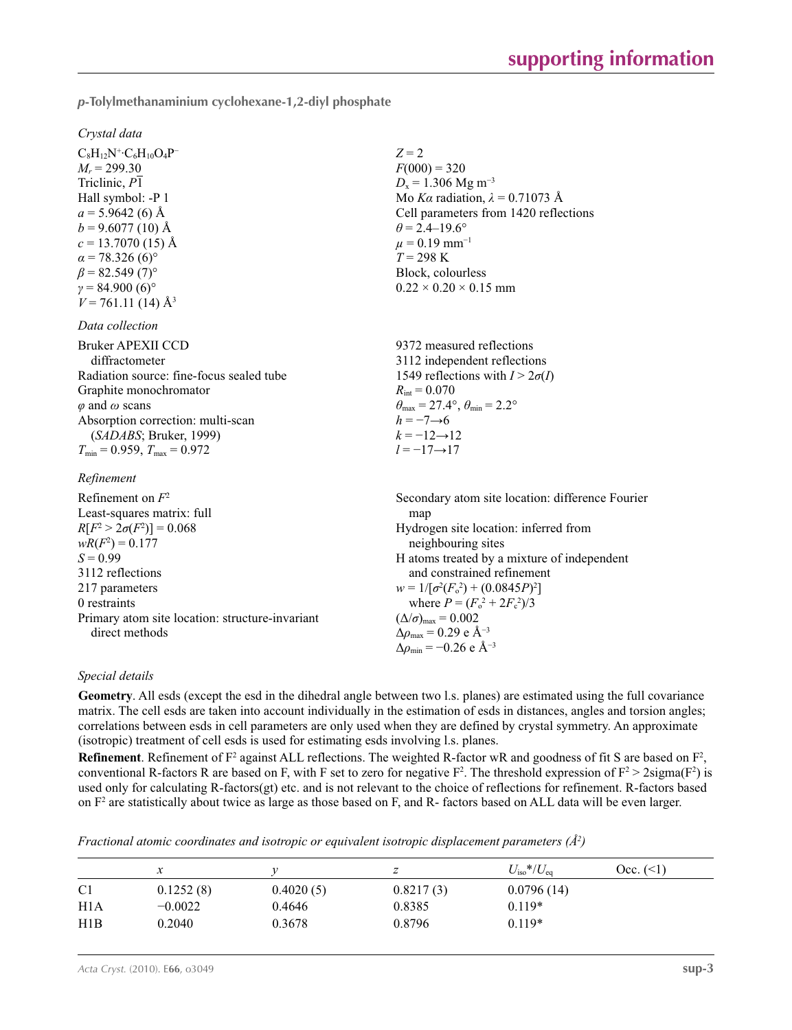*p*-**Tolylmethanaminium cyclohexane-1,2-diyl phosphate**

*Crystal data*

$C_8H_{12}N^+ \cdot C_6H_{10}O_4P^-$
$M_r = 299.30$
Triclinic, $P\overline{1}$
Hall symbol: -P 1
$a = 5.9642$ (6) Å
$b = 9.6077$ (10) Å
$c = 13.7070$ (15) Å
$\alpha = 78.326$ (6)°
$\beta = 82.549$ (7)°
$\gamma = 84.900$ (6)°
$V = 761.11$ (14) Å$^3$
$Z = 2$
$F(000) = 320$
$D_x = 1.306$ Mg m$^{-3}$
Mo $K\alpha$ radiation, $\lambda = 0.71073$ Å
Cell parameters from 1420 reflections
$\theta = 2.4$–$19.6$°
$\mu = 0.19$ mm$^{-1}$
$T = 298$ K
Block, colourless
$0.22 \times 0.20 \times 0.15$ mm

*Data collection*

Bruker APEXII CCD diffractometer
Radiation source: fine-focus sealed tube
Graphite monochromator
$\varphi$ and $\omega$ scans
Absorption correction: multi-scan (*SADABS*; Bruker, 1999)
$T_{min} = 0.959$, $T_{max} = 0.972$
9372 measured reflections
3112 independent reflections
1549 reflections with $I > 2\sigma(I)$
$R_{int} = 0.070$
$\theta_{max} = 27.4$°, $\theta_{min} = 2.2$°
$h = -7 \rightarrow 6$
$k = -12 \rightarrow 12$
$l = -17 \rightarrow 17$

*Refinement*

Refinement on $F^2$
Least-squares matrix: full
$R[F^2 > 2\sigma(F^2)] = 0.068$
$wR(F^2) = 0.177$
$S = 0.99$
3112 reflections
217 parameters
0 restraints
Primary atom site location: structure-invariant direct methods
Secondary atom site location: difference Fourier map
Hydrogen site location: inferred from neighbouring sites
H atoms treated by a mixture of independent and constrained refinement
$w = 1/[\sigma^2(F_o^2) + (0.0845P)^2]$ where $P = (F_o^2 + 2F_c^2)/3$
$(\Delta/\sigma)_{max} = 0.002$
$\Delta\rho_{max} = 0.29$ e Å$^{-3}$
$\Delta\rho_{min} = -0.26$ e Å$^{-3}$

*Special details*

**Geometry**. All esds (except the esd in the dihedral angle between two l.s. planes) are estimated using the full covariance matrix. The cell esds are taken into account individually in the estimation of esds in distances, angles and torsion angles; correlations between esds in cell parameters are only used when they are defined by crystal symmetry. An approximate (isotropic) treatment of cell esds is used for estimating esds involving l.s. planes.

**Refinement**. Refinement of $F^2$ against ALL reflections. The weighted R-factor wR and goodness of fit S are based on $F^2$, conventional R-factors R are based on F, with F set to zero for negative $F^2$. The threshold expression of $F^2 > 2\text{sigma}(F^2)$ is used only for calculating R-factors(gt) etc. and is not relevant to the choice of reflections for refinement. R-factors based on $F^2$ are statistically about twice as large as those based on F, and R- factors based on ALL data will be even larger.

*Fractional atomic coordinates and isotropic or equivalent isotropic displacement parameters (Å$^2$)*

| | $x$ | $y$ | $z$ | $U_{iso}$\*/$U_{eq}$ | Occ. (<1) |
|---|---|---|---|---|---|
| C1 | 0.1252 (8) | 0.4020 (5) | 0.8217 (3) | 0.0796 (14) | |
| H1A | −0.0022 | 0.4646 | 0.8385 | 0.119* | |
| H1B | 0.2040 | 0.3678 | 0.8796 | 0.119* | |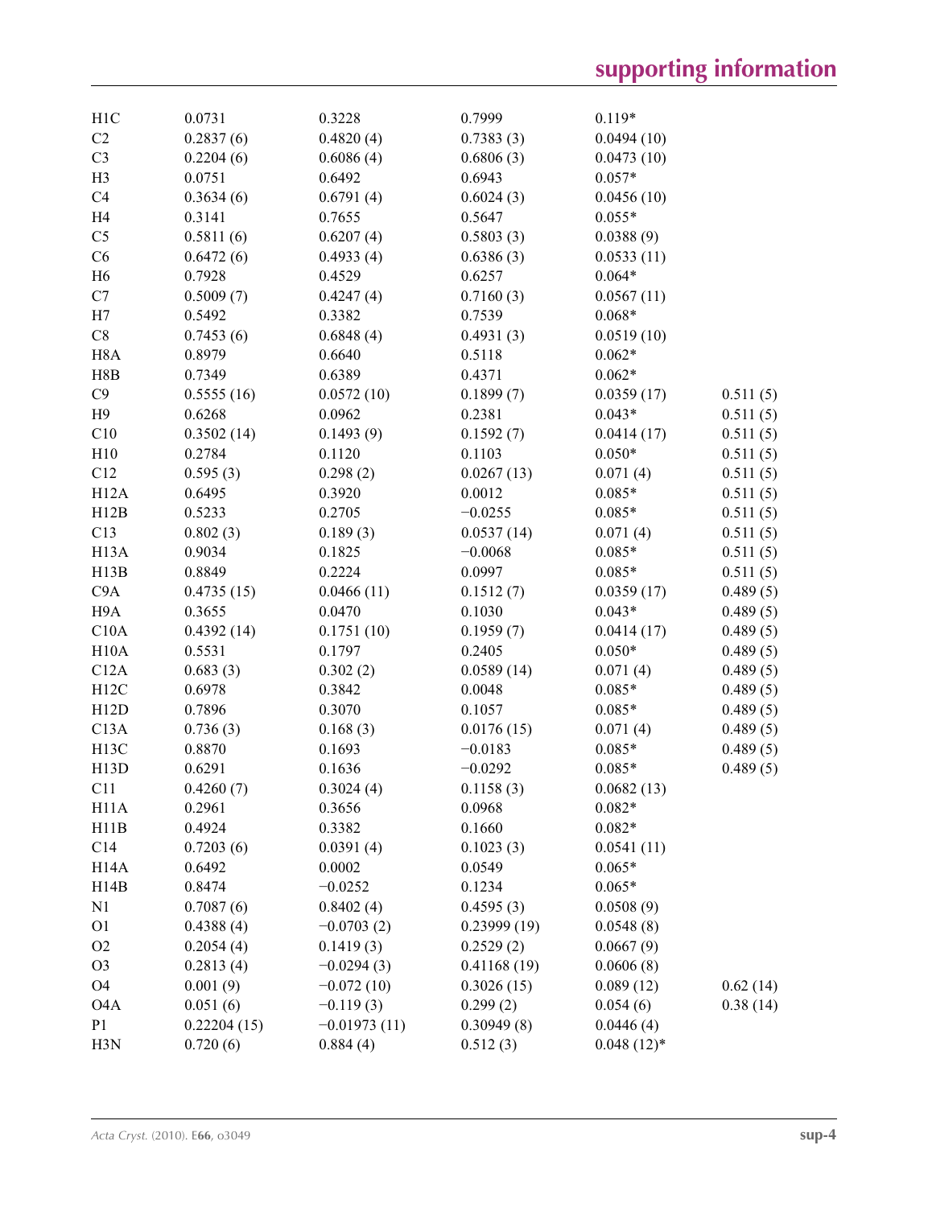| | | | | | |
|---|---|---|---|---|---|
| H1C | 0.0731 | 0.3228 | 0.7999 | 0.119* | |
| C2 | 0.2837 (6) | 0.4820 (4) | 0.7383 (3) | 0.0494 (10) | |
| C3 | 0.2204 (6) | 0.6086 (4) | 0.6806 (3) | 0.0473 (10) | |
| H3 | 0.0751 | 0.6492 | 0.6943 | 0.057* | |
| C4 | 0.3634 (6) | 0.6791 (4) | 0.6024 (3) | 0.0456 (10) | |
| H4 | 0.3141 | 0.7655 | 0.5647 | 0.055* | |
| C5 | 0.5811 (6) | 0.6207 (4) | 0.5803 (3) | 0.0388 (9) | |
| C6 | 0.6472 (6) | 0.4933 (4) | 0.6386 (3) | 0.0533 (11) | |
| H6 | 0.7928 | 0.4529 | 0.6257 | 0.064* | |
| C7 | 0.5009 (7) | 0.4247 (4) | 0.7160 (3) | 0.0567 (11) | |
| H7 | 0.5492 | 0.3382 | 0.7539 | 0.068* | |
| C8 | 0.7453 (6) | 0.6848 (4) | 0.4931 (3) | 0.0519 (10) | |
| H8A | 0.8979 | 0.6640 | 0.5118 | 0.062* | |
| H8B | 0.7349 | 0.6389 | 0.4371 | 0.062* | |
| C9 | 0.5555 (16) | 0.0572 (10) | 0.1899 (7) | 0.0359 (17) | 0.511 (5) |
| H9 | 0.6268 | 0.0962 | 0.2381 | 0.043* | 0.511 (5) |
| C10 | 0.3502 (14) | 0.1493 (9) | 0.1592 (7) | 0.0414 (17) | 0.511 (5) |
| H10 | 0.2784 | 0.1120 | 0.1103 | 0.050* | 0.511 (5) |
| C12 | 0.595 (3) | 0.298 (2) | 0.0267 (13) | 0.071 (4) | 0.511 (5) |
| H12A | 0.6495 | 0.3920 | 0.0012 | 0.085* | 0.511 (5) |
| H12B | 0.5233 | 0.2705 | −0.0255 | 0.085* | 0.511 (5) |
| C13 | 0.802 (3) | 0.189 (3) | 0.0537 (14) | 0.071 (4) | 0.511 (5) |
| H13A | 0.9034 | 0.1825 | −0.0068 | 0.085* | 0.511 (5) |
| H13B | 0.8849 | 0.2224 | 0.0997 | 0.085* | 0.511 (5) |
| C9A | 0.4735 (15) | 0.0466 (11) | 0.1512 (7) | 0.0359 (17) | 0.489 (5) |
| H9A | 0.3655 | 0.0470 | 0.1030 | 0.043* | 0.489 (5) |
| C10A | 0.4392 (14) | 0.1751 (10) | 0.1959 (7) | 0.0414 (17) | 0.489 (5) |
| H10A | 0.5531 | 0.1797 | 0.2405 | 0.050* | 0.489 (5) |
| C12A | 0.683 (3) | 0.302 (2) | 0.0589 (14) | 0.071 (4) | 0.489 (5) |
| H12C | 0.6978 | 0.3842 | 0.0048 | 0.085* | 0.489 (5) |
| H12D | 0.7896 | 0.3070 | 0.1057 | 0.085* | 0.489 (5) |
| C13A | 0.736 (3) | 0.168 (3) | 0.0176 (15) | 0.071 (4) | 0.489 (5) |
| H13C | 0.8870 | 0.1693 | −0.0183 | 0.085* | 0.489 (5) |
| H13D | 0.6291 | 0.1636 | −0.0292 | 0.085* | 0.489 (5) |
| C11 | 0.4260 (7) | 0.3024 (4) | 0.1158 (3) | 0.0682 (13) | |
| H11A | 0.2961 | 0.3656 | 0.0968 | 0.082* | |
| H11B | 0.4924 | 0.3382 | 0.1660 | 0.082* | |
| C14 | 0.7203 (6) | 0.0391 (4) | 0.1023 (3) | 0.0541 (11) | |
| H14A | 0.6492 | 0.0002 | 0.0549 | 0.065* | |
| H14B | 0.8474 | −0.0252 | 0.1234 | 0.065* | |
| N1 | 0.7087 (6) | 0.8402 (4) | 0.4595 (3) | 0.0508 (9) | |
| O1 | 0.4388 (4) | −0.0703 (2) | 0.23999 (19) | 0.0548 (8) | |
| O2 | 0.2054 (4) | 0.1419 (3) | 0.2529 (2) | 0.0667 (9) | |
| O3 | 0.2813 (4) | −0.0294 (3) | 0.41168 (19) | 0.0606 (8) | |
| O4 | 0.001 (9) | −0.072 (10) | 0.3026 (15) | 0.089 (12) | 0.62 (14) |
| O4A | 0.051 (6) | −0.119 (3) | 0.299 (2) | 0.054 (6) | 0.38 (14) |
| P1 | 0.22204 (15) | −0.01973 (11) | 0.30949 (8) | 0.0446 (4) | |
| H3N | 0.720 (6) | 0.884 (4) | 0.512 (3) | 0.048 (12)* | |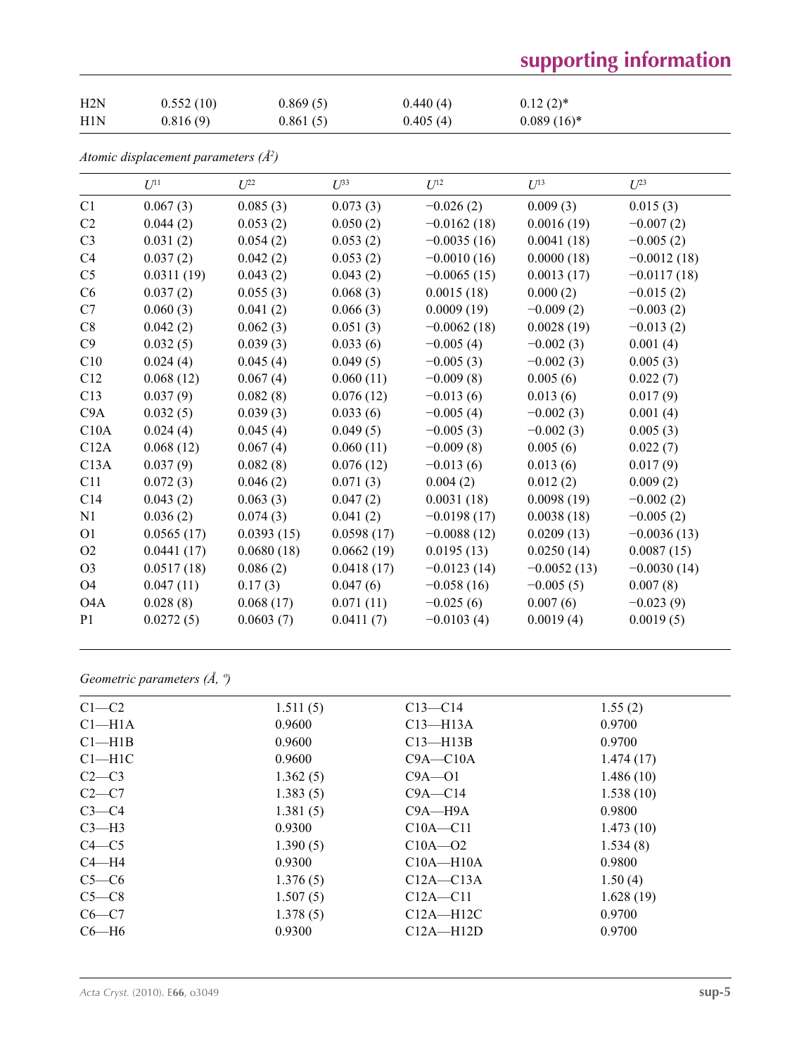| | | | | |
|---|---|---|---|---|
| H2N | 0.552 (10) | 0.869 (5) | 0.440 (4) | 0.12 (2)* |
| H1N | 0.816 (9) | 0.861 (5) | 0.405 (4) | 0.089 (16)* |

*Atomic displacement parameters (Å²)*

| | $U^{11}$ | $U^{22}$ | $U^{33}$ | $U^{12}$ | $U^{13}$ | $U^{23}$ |
|---|---|---|---|---|---|---|
| C1 | 0.067 (3) | 0.085 (3) | 0.073 (3) | −0.026 (2) | 0.009 (3) | 0.015 (3) |
| C2 | 0.044 (2) | 0.053 (2) | 0.050 (2) | −0.0162 (18) | 0.0016 (19) | −0.007 (2) |
| C3 | 0.031 (2) | 0.054 (2) | 0.053 (2) | −0.0035 (16) | 0.0041 (18) | −0.005 (2) |
| C4 | 0.037 (2) | 0.042 (2) | 0.053 (2) | −0.0010 (16) | 0.0000 (18) | −0.0012 (18) |
| C5 | 0.0311 (19) | 0.043 (2) | 0.043 (2) | −0.0065 (15) | 0.0013 (17) | −0.0117 (18) |
| C6 | 0.037 (2) | 0.055 (3) | 0.068 (3) | 0.0015 (18) | 0.000 (2) | −0.015 (2) |
| C7 | 0.060 (3) | 0.041 (2) | 0.066 (3) | 0.0009 (19) | −0.009 (2) | −0.003 (2) |
| C8 | 0.042 (2) | 0.062 (3) | 0.051 (3) | −0.0062 (18) | 0.0028 (19) | −0.013 (2) |
| C9 | 0.032 (5) | 0.039 (3) | 0.033 (6) | −0.005 (4) | −0.002 (3) | 0.001 (4) |
| C10 | 0.024 (4) | 0.045 (4) | 0.049 (5) | −0.005 (3) | −0.002 (3) | 0.005 (3) |
| C12 | 0.068 (12) | 0.067 (4) | 0.060 (11) | −0.009 (8) | 0.005 (6) | 0.022 (7) |
| C13 | 0.037 (9) | 0.082 (8) | 0.076 (12) | −0.013 (6) | 0.013 (6) | 0.017 (9) |
| C9A | 0.032 (5) | 0.039 (3) | 0.033 (6) | −0.005 (4) | −0.002 (3) | 0.001 (4) |
| C10A | 0.024 (4) | 0.045 (4) | 0.049 (5) | −0.005 (3) | −0.002 (3) | 0.005 (3) |
| C12A | 0.068 (12) | 0.067 (4) | 0.060 (11) | −0.009 (8) | 0.005 (6) | 0.022 (7) |
| C13A | 0.037 (9) | 0.082 (8) | 0.076 (12) | −0.013 (6) | 0.013 (6) | 0.017 (9) |
| C11 | 0.072 (3) | 0.046 (2) | 0.071 (3) | 0.004 (2) | 0.012 (2) | 0.009 (2) |
| C14 | 0.043 (2) | 0.063 (3) | 0.047 (2) | 0.0031 (18) | 0.0098 (19) | −0.002 (2) |
| N1 | 0.036 (2) | 0.074 (3) | 0.041 (2) | −0.0198 (17) | 0.0038 (18) | −0.005 (2) |
| O1 | 0.0565 (17) | 0.0393 (15) | 0.0598 (17) | −0.0088 (12) | 0.0209 (13) | −0.0036 (13) |
| O2 | 0.0441 (17) | 0.0680 (18) | 0.0662 (19) | 0.0195 (13) | 0.0250 (14) | 0.0087 (15) |
| O3 | 0.0517 (18) | 0.086 (2) | 0.0418 (17) | −0.0123 (14) | −0.0052 (13) | −0.0030 (14) |
| O4 | 0.047 (11) | 0.17 (3) | 0.047 (6) | −0.058 (16) | −0.005 (5) | 0.007 (8) |
| O4A | 0.028 (8) | 0.068 (17) | 0.071 (11) | −0.025 (6) | 0.007 (6) | −0.023 (9) |
| P1 | 0.0272 (5) | 0.0603 (7) | 0.0411 (7) | −0.0103 (4) | 0.0019 (4) | 0.0019 (5) |

*Geometric parameters (Å, º)*

| | | | |
|---|---|---|---|
| C1—C2 | 1.511 (5) | C13—C14 | 1.55 (2) |
| C1—H1A | 0.9600 | C13—H13A | 0.9700 |
| C1—H1B | 0.9600 | C13—H13B | 0.9700 |
| C1—H1C | 0.9600 | C9A—C10A | 1.474 (17) |
| C2—C3 | 1.362 (5) | C9A—O1 | 1.486 (10) |
| C2—C7 | 1.383 (5) | C9A—C14 | 1.538 (10) |
| C3—C4 | 1.381 (5) | C9A—H9A | 0.9800 |
| C3—H3 | 0.9300 | C10A—C11 | 1.473 (10) |
| C4—C5 | 1.390 (5) | C10A—O2 | 1.534 (8) |
| C4—H4 | 0.9300 | C10A—H10A | 0.9800 |
| C5—C6 | 1.376 (5) | C12A—C13A | 1.50 (4) |
| C5—C8 | 1.507 (5) | C12A—C11 | 1.628 (19) |
| C6—C7 | 1.378 (5) | C12A—H12C | 0.9700 |
| C6—H6 | 0.9300 | C12A—H12D | 0.9700 |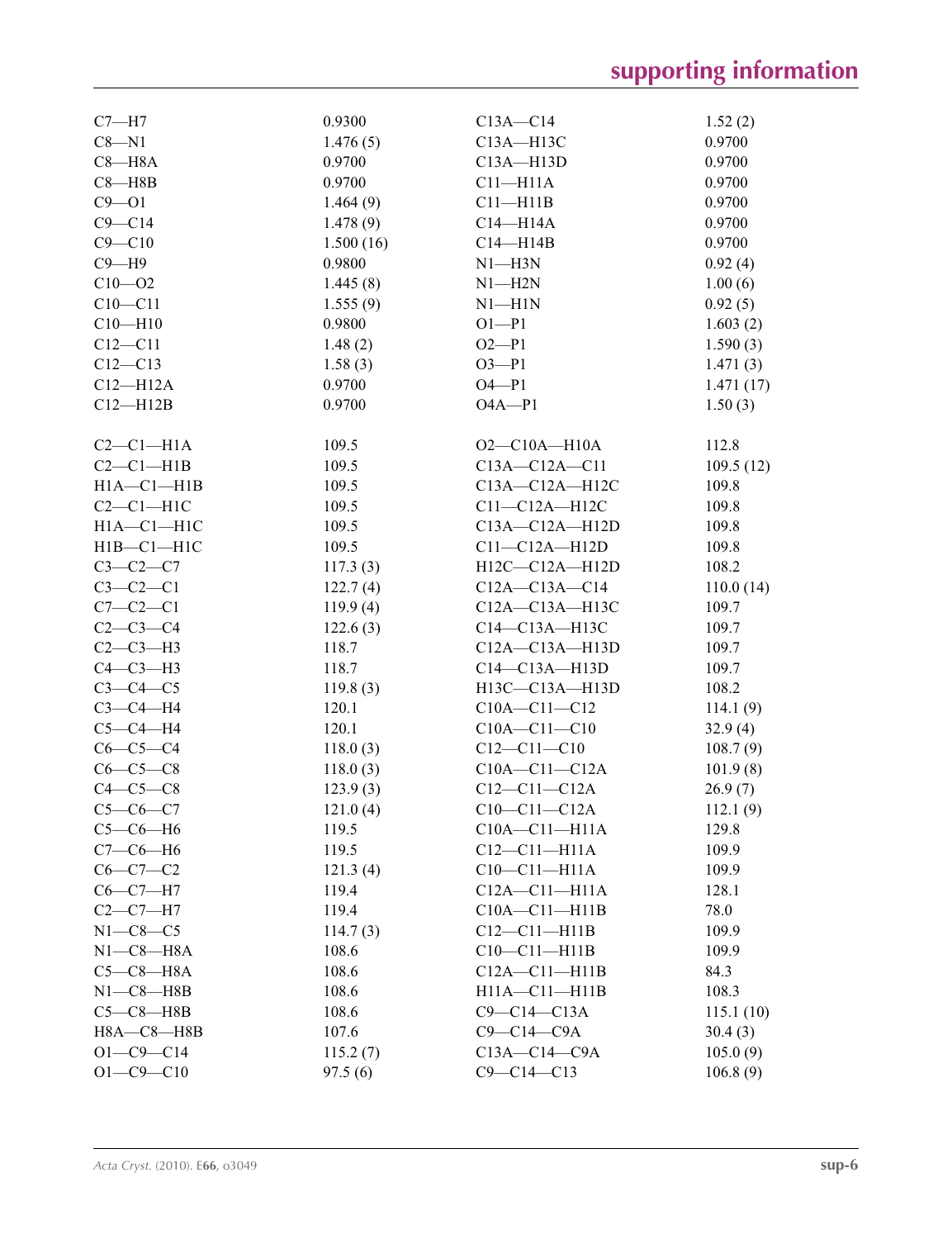| | | | |
|---|---|---|---|
| C7—H7 | 0.9300 | C13A—C14 | 1.52 (2) |
| C8—N1 | 1.476 (5) | C13A—H13C | 0.9700 |
| C8—H8A | 0.9700 | C13A—H13D | 0.9700 |
| C8—H8B | 0.9700 | C11—H11A | 0.9700 |
| C9—O1 | 1.464 (9) | C11—H11B | 0.9700 |
| C9—C14 | 1.478 (9) | C14—H14A | 0.9700 |
| C9—C10 | 1.500 (16) | C14—H14B | 0.9700 |
| C9—H9 | 0.9800 | N1—H3N | 0.92 (4) |
| C10—O2 | 1.445 (8) | N1—H2N | 1.00 (6) |
| C10—C11 | 1.555 (9) | N1—H1N | 0.92 (5) |
| C10—H10 | 0.9800 | O1—P1 | 1.603 (2) |
| C12—C11 | 1.48 (2) | O2—P1 | 1.590 (3) |
| C12—C13 | 1.58 (3) | O3—P1 | 1.471 (3) |
| C12—H12A | 0.9700 | O4—P1 | 1.471 (17) |
| C12—H12B | 0.9700 | O4A—P1 | 1.50 (3) |

| | | | |
|---|---|---|---|
| C2—C1—H1A | 109.5 | O2—C10A—H10A | 112.8 |
| C2—C1—H1B | 109.5 | C13A—C12A—C11 | 109.5 (12) |
| H1A—C1—H1B | 109.5 | C13A—C12A—H12C | 109.8 |
| C2—C1—H1C | 109.5 | C11—C12A—H12C | 109.8 |
| H1A—C1—H1C | 109.5 | C13A—C12A—H12D | 109.8 |
| H1B—C1—H1C | 109.5 | C11—C12A—H12D | 109.8 |
| C3—C2—C7 | 117.3 (3) | H12C—C12A—H12D | 108.2 |
| C3—C2—C1 | 122.7 (4) | C12A—C13A—C14 | 110.0 (14) |
| C7—C2—C1 | 119.9 (4) | C12A—C13A—H13C | 109.7 |
| C2—C3—C4 | 122.6 (3) | C14—C13A—H13C | 109.7 |
| C2—C3—H3 | 118.7 | C12A—C13A—H13D | 109.7 |
| C4—C3—H3 | 118.7 | C14—C13A—H13D | 109.7 |
| C3—C4—C5 | 119.8 (3) | H13C—C13A—H13D | 108.2 |
| C3—C4—H4 | 120.1 | C10A—C11—C12 | 114.1 (9) |
| C5—C4—H4 | 120.1 | C10A—C11—C10 | 32.9 (4) |
| C6—C5—C4 | 118.0 (3) | C12—C11—C10 | 108.7 (9) |
| C6—C5—C8 | 118.0 (3) | C10A—C11—C12A | 101.9 (8) |
| C4—C5—C8 | 123.9 (3) | C12—C11—C12A | 26.9 (7) |
| C5—C6—C7 | 121.0 (4) | C10—C11—C12A | 112.1 (9) |
| C5—C6—H6 | 119.5 | C10A—C11—H11A | 129.8 |
| C7—C6—H6 | 119.5 | C12—C11—H11A | 109.9 |
| C6—C7—C2 | 121.3 (4) | C10—C11—H11A | 109.9 |
| C6—C7—H7 | 119.4 | C12A—C11—H11A | 128.1 |
| C2—C7—H7 | 119.4 | C10A—C11—H11B | 78.0 |
| N1—C8—C5 | 114.7 (3) | C12—C11—H11B | 109.9 |
| N1—C8—H8A | 108.6 | C10—C11—H11B | 109.9 |
| C5—C8—H8A | 108.6 | C12A—C11—H11B | 84.3 |
| N1—C8—H8B | 108.6 | H11A—C11—H11B | 108.3 |
| C5—C8—H8B | 108.6 | C9—C14—C13A | 115.1 (10) |
| H8A—C8—H8B | 107.6 | C9—C14—C9A | 30.4 (3) |
| O1—C9—C14 | 115.2 (7) | C13A—C14—C9A | 105.0 (9) |
| O1—C9—C10 | 97.5 (6) | C9—C14—C13 | 106.8 (9) |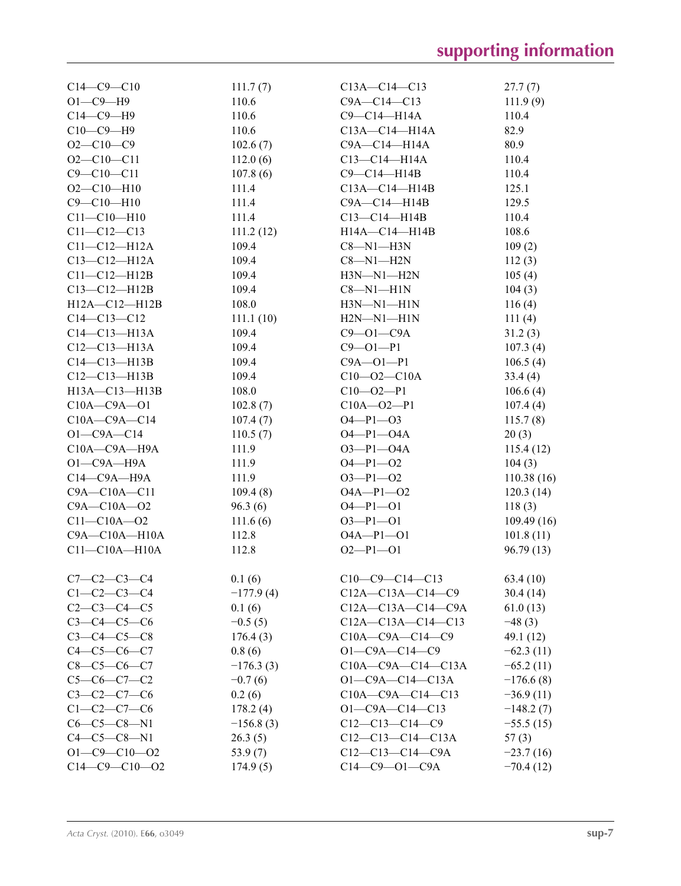| | | | |
|---|---|---|---|
| C14—C9—C10 | 111.7 (7) | C13A—C14—C13 | 27.7 (7) |
| O1—C9—H9 | 110.6 | C9A—C14—C13 | 111.9 (9) |
| C14—C9—H9 | 110.6 | C9—C14—H14A | 110.4 |
| C10—C9—H9 | 110.6 | C13A—C14—H14A | 82.9 |
| O2—C10—C9 | 102.6 (7) | C9A—C14—H14A | 80.9 |
| O2—C10—C11 | 112.0 (6) | C13—C14—H14A | 110.4 |
| C9—C10—C11 | 107.8 (6) | C9—C14—H14B | 110.4 |
| O2—C10—H10 | 111.4 | C13A—C14—H14B | 125.1 |
| C9—C10—H10 | 111.4 | C9A—C14—H14B | 129.5 |
| C11—C10—H10 | 111.4 | C13—C14—H14B | 110.4 |
| C11—C12—C13 | 111.2 (12) | H14A—C14—H14B | 108.6 |
| C11—C12—H12A | 109.4 | C8—N1—H3N | 109 (2) |
| C13—C12—H12A | 109.4 | C8—N1—H2N | 112 (3) |
| C11—C12—H12B | 109.4 | H3N—N1—H2N | 105 (4) |
| C13—C12—H12B | 109.4 | C8—N1—H1N | 104 (3) |
| H12A—C12—H12B | 108.0 | H3N—N1—H1N | 116 (4) |
| C14—C13—C12 | 111.1 (10) | H2N—N1—H1N | 111 (4) |
| C14—C13—H13A | 109.4 | C9—O1—C9A | 31.2 (3) |
| C12—C13—H13A | 109.4 | C9—O1—P1 | 107.3 (4) |
| C14—C13—H13B | 109.4 | C9A—O1—P1 | 106.5 (4) |
| C12—C13—H13B | 109.4 | C10—O2—C10A | 33.4 (4) |
| H13A—C13—H13B | 108.0 | C10—O2—P1 | 106.6 (4) |
| C10A—C9A—O1 | 102.8 (7) | C10A—O2—P1 | 107.4 (4) |
| C10A—C9A—C14 | 107.4 (7) | O4—P1—O3 | 115.7 (8) |
| O1—C9A—C14 | 110.5 (7) | O4—P1—O4A | 20 (3) |
| C10A—C9A—H9A | 111.9 | O3—P1—O4A | 115.4 (12) |
| O1—C9A—H9A | 111.9 | O4—P1—O2 | 104 (3) |
| C14—C9A—H9A | 111.9 | O3—P1—O2 | 110.38 (16) |
| C9A—C10A—C11 | 109.4 (8) | O4A—P1—O2 | 120.3 (14) |
| C9A—C10A—O2 | 96.3 (6) | O4—P1—O1 | 118 (3) |
| C11—C10A—O2 | 111.6 (6) | O3—P1—O1 | 109.49 (16) |
| C9A—C10A—H10A | 112.8 | O4A—P1—O1 | 101.8 (11) |
| C11—C10A—H10A | 112.8 | O2—P1—O1 | 96.79 (13) |

| | | | |
|---|---|---|---|
| C7—C2—C3—C4 | 0.1 (6) | C10—C9—C14—C13 | 63.4 (10) |
| C1—C2—C3—C4 | −177.9 (4) | C12A—C13A—C14—C9 | 30.4 (14) |
| C2—C3—C4—C5 | 0.1 (6) | C12A—C13A—C14—C9A | 61.0 (13) |
| C3—C4—C5—C6 | −0.5 (5) | C12A—C13A—C14—C13 | −48 (3) |
| C3—C4—C5—C8 | 176.4 (3) | C10A—C9A—C14—C9 | 49.1 (12) |
| C4—C5—C6—C7 | 0.8 (6) | O1—C9A—C14—C9 | −62.3 (11) |
| C8—C5—C6—C7 | −176.3 (3) | C10A—C9A—C14—C13A | −65.2 (11) |
| C5—C6—C7—C2 | −0.7 (6) | O1—C9A—C14—C13A | −176.6 (8) |
| C3—C2—C7—C6 | 0.2 (6) | C10A—C9A—C14—C13 | −36.9 (11) |
| C1—C2—C7—C6 | 178.2 (4) | O1—C9A—C14—C13 | −148.2 (7) |
| C6—C5—C8—N1 | −156.8 (3) | C12—C13—C14—C9 | −55.5 (15) |
| C4—C5—C8—N1 | 26.3 (5) | C12—C13—C14—C13A | 57 (3) |
| O1—C9—C10—O2 | 53.9 (7) | C12—C13—C14—C9A | −23.7 (16) |
| C14—C9—C10—O2 | 174.9 (5) | C14—C9—O1—C9A | −70.4 (12) |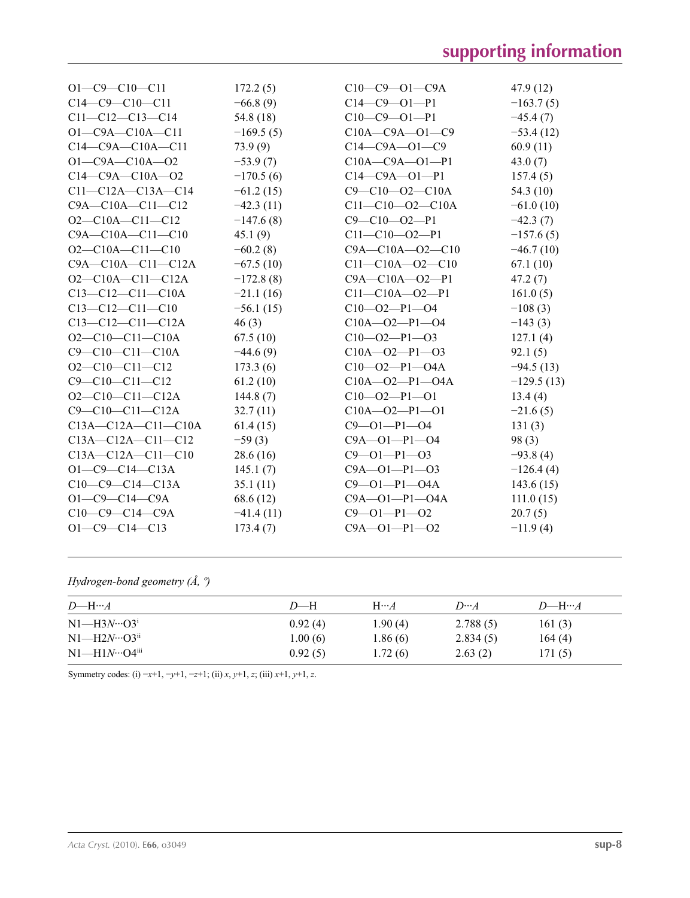| | | | |
|---|---|---|---|
| O1—C9—C10—C11 | 172.2 (5) | C10—C9—O1—C9A | 47.9 (12) |
| C14—C9—C10—C11 | −66.8 (9) | C14—C9—O1—P1 | −163.7 (5) |
| C11—C12—C13—C14 | 54.8 (18) | C10—C9—O1—P1 | −45.4 (7) |
| O1—C9A—C10A—C11 | −169.5 (5) | C10A—C9A—O1—C9 | −53.4 (12) |
| C14—C9A—C10A—C11 | 73.9 (9) | C14—C9A—O1—C9 | 60.9 (11) |
| O1—C9A—C10A—O2 | −53.9 (7) | C10A—C9A—O1—P1 | 43.0 (7) |
| C14—C9A—C10A—O2 | −170.5 (6) | C14—C9A—O1—P1 | 157.4 (5) |
| C11—C12A—C13A—C14 | −61.2 (15) | C9—C10—O2—C10A | 54.3 (10) |
| C9A—C10A—C11—C12 | −42.3 (11) | C11—C10—O2—C10A | −61.0 (10) |
| O2—C10A—C11—C12 | −147.6 (8) | C9—C10—O2—P1 | −42.3 (7) |
| C9A—C10A—C11—C10 | 45.1 (9) | C11—C10—O2—P1 | −157.6 (5) |
| O2—C10A—C11—C10 | −60.2 (8) | C9A—C10A—O2—C10 | −46.7 (10) |
| C9A—C10A—C11—C12A | −67.5 (10) | C11—C10A—O2—C10 | 67.1 (10) |
| O2—C10A—C11—C12A | −172.8 (8) | C9A—C10A—O2—P1 | 47.2 (7) |
| C13—C12—C11—C10A | −21.1 (16) | C11—C10A—O2—P1 | 161.0 (5) |
| C13—C12—C11—C10 | −56.1 (15) | C10—O2—P1—O4 | −108 (3) |
| C13—C12—C11—C12A | 46 (3) | C10A—O2—P1—O4 | −143 (3) |
| O2—C10—C11—C10A | 67.5 (10) | C10—O2—P1—O3 | 127.1 (4) |
| C9—C10—C11—C10A | −44.6 (9) | C10A—O2—P1—O3 | 92.1 (5) |
| O2—C10—C11—C12 | 173.3 (6) | C10—O2—P1—O4A | −94.5 (13) |
| C9—C10—C11—C12 | 61.2 (10) | C10A—O2—P1—O4A | −129.5 (13) |
| O2—C10—C11—C12A | 144.8 (7) | C10—O2—P1—O1 | 13.4 (4) |
| C9—C10—C11—C12A | 32.7 (11) | C10A—O2—P1—O1 | −21.6 (5) |
| C13A—C12A—C11—C10A | 61.4 (15) | C9—O1—P1—O4 | 131 (3) |
| C13A—C12A—C11—C12 | −59 (3) | C9A—O1—P1—O4 | 98 (3) |
| C13A—C12A—C11—C10 | 28.6 (16) | C9—O1—P1—O3 | −93.8 (4) |
| O1—C9—C14—C13A | 145.1 (7) | C9A—O1—P1—O3 | −126.4 (4) |
| C10—C9—C14—C13A | 35.1 (11) | C9—O1—P1—O4A | 143.6 (15) |
| O1—C9—C14—C9A | 68.6 (12) | C9A—O1—P1—O4A | 111.0 (15) |
| C10—C9—C14—C9A | −41.4 (11) | C9—O1—P1—O2 | 20.7 (5) |
| O1—C9—C14—C13 | 173.4 (7) | C9A—O1—P1—O2 | −11.9 (4) |

*Hydrogen-bond geometry (Å, º)*

| *D*—H···*A* | *D*—H | H···*A* | *D*···*A* | *D*—H···*A* |
|---|---|---|---|---|
| N1—H3*N*···O3[i] | 0.92 (4) | 1.90 (4) | 2.788 (5) | 161 (3) |
| N1—H2*N*···O3[ii] | 1.00 (6) | 1.86 (6) | 2.834 (5) | 164 (4) |
| N1—H1*N*···O4[iii] | 0.92 (5) | 1.72 (6) | 2.63 (2) | 171 (5) |

Symmetry codes: (i) −*x*+1, −*y*+1, −*z*+1; (ii) *x*, *y*+1, *z*; (iii) *x*+1, *y*+1, *z*.